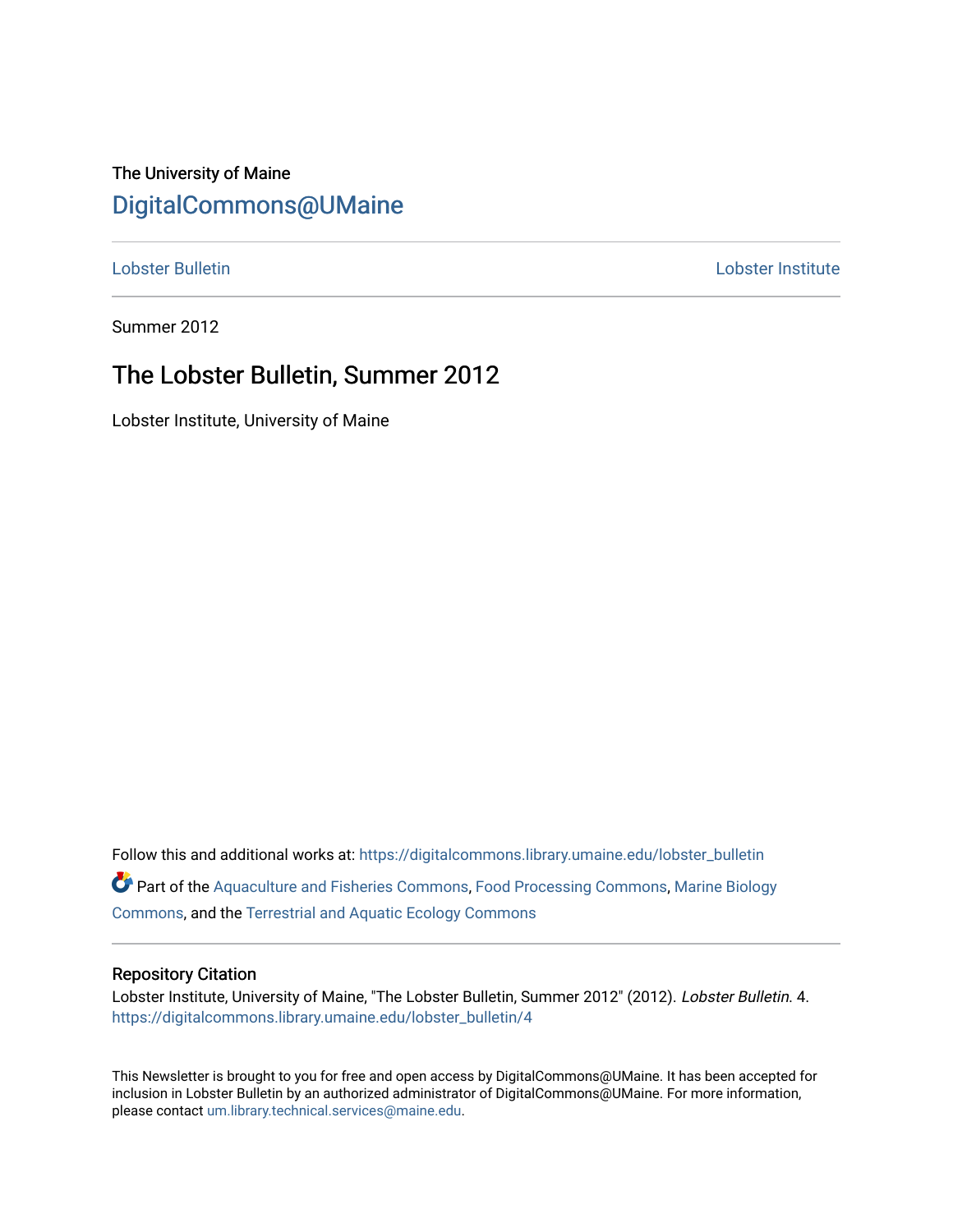The University of Maine

# DigitalCommons@UMaine

Lobster Bulletin | Lobster Institute

Summer 2012

## The Lobster Bulletin, Summer 2012

Lobster Institute, University of Maine

Follow this and additional works at: https://digitalcommons.library.umaine.edu/lobster_bulletin

Part of the Aquaculture and Fisheries Commons, Food Processing Commons, Marine Biology Commons, and the Terrestrial and Aquatic Ecology Commons

### Repository Citation

Lobster Institute, University of Maine, "The Lobster Bulletin, Summer 2012" (2012). *Lobster Bulletin*. 4.
https://digitalcommons.library.umaine.edu/lobster_bulletin/4

This Newsletter is brought to you for free and open access by DigitalCommons@UMaine. It has been accepted for inclusion in Lobster Bulletin by an authorized administrator of DigitalCommons@UMaine. For more information, please contact um.library.technical.services@maine.edu.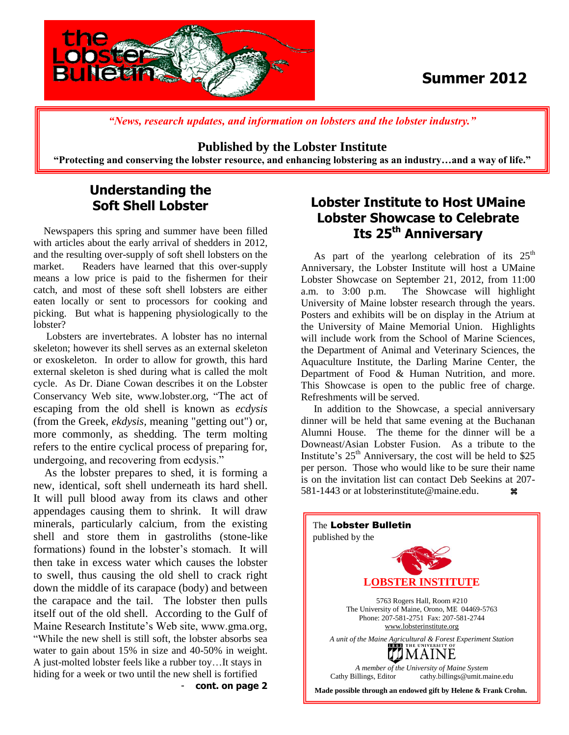# the Lobster Bulletin

**Summer 2012**

*"News, research updates, and information on lobsters and the lobster industry."*

**Published by the Lobster Institute**

**"Protecting and conserving the lobster resource, and enhancing lobstering as an industry…and a way of life."**

## Understanding the Soft Shell Lobster

Newspapers this spring and summer have been filled with articles about the early arrival of shedders in 2012, and the resulting over-supply of soft shell lobsters on the market. Readers have learned that this over-supply means a low price is paid to the fishermen for their catch, and most of these soft shell lobsters are either eaten locally or sent to processors for cooking and picking. But what is happening physiologically to the lobster?

Lobsters are invertebrates. A lobster has no internal skeleton; however its shell serves as an external skeleton or exoskeleton. In order to allow for growth, this hard external skeleton is shed during what is called the molt cycle. As Dr. Diane Cowan describes it on the Lobster Conservancy Web site, www.lobster.org, "The act of escaping from the old shell is known as *ecdysis* (from the Greek, *ekdysis*, meaning "getting out") or, more commonly, as shedding. The term molting refers to the entire cyclical process of preparing for, undergoing, and recovering from ecdysis."

As the lobster prepares to shed, it is forming a new, identical, soft shell underneath its hard shell. It will pull blood away from its claws and other appendages causing them to shrink. It will draw minerals, particularly calcium, from the existing shell and store them in gastroliths (stone-like formations) found in the lobster's stomach. It will then take in excess water which causes the lobster to swell, thus causing the old shell to crack right down the middle of its carapace (body) and between the carapace and the tail. The lobster then pulls itself out of the old shell. According to the Gulf of Maine Research Institute's Web site, www.gma.org, "While the new shell is still soft, the lobster absorbs sea water to gain about 15% in size and 40-50% in weight. A just-molted lobster feels like a rubber toy…It stays in hiding for a week or two until the new shell is fortified

- **cont. on page 2**

## Lobster Institute to Host UMaine Lobster Showcase to Celebrate Its 25th Anniversary

As part of the yearlong celebration of its 25th Anniversary, the Lobster Institute will host a UMaine Lobster Showcase on September 21, 2012, from 11:00 a.m. to 3:00 p.m. The Showcase will highlight University of Maine lobster research through the years. Posters and exhibits will be on display in the Atrium at the University of Maine Memorial Union. Highlights will include work from the School of Marine Sciences, the Department of Animal and Veterinary Sciences, the Aquaculture Institute, the Darling Marine Center, the Department of Food & Human Nutrition, and more. This Showcase is open to the public free of charge. Refreshments will be served.

In addition to the Showcase, a special anniversary dinner will be held that same evening at the Buchanan Alumni House. The theme for the dinner will be a Downeast/Asian Lobster Fusion. As a tribute to the Institute's 25th Anniversary, the cost will be held to $25 per person. Those who would like to be sure their name is on the invitation list can contact Deb Seekins at 207-581-1443 or at lobsterinstitute@maine.edu. ⌘

---

The **Lobster Bulletin** published by the

**LOBSTER INSTITUTE**

5763 Rogers Hall, Room #210
The University of Maine, Orono, ME 04469-5763
Phone: 207-581-2751 Fax: 207-581-2744
www.lobsterinstitute.org

*A unit of the Maine Agricultural & Forest Experiment Station*

THE UNIVERSITY OF MAINE

*A member of the University of Maine System*

Cathy Billings, Editor cathy.billings@umit.maine.edu

**Made possible through an endowed gift by Helene & Frank Crohn.**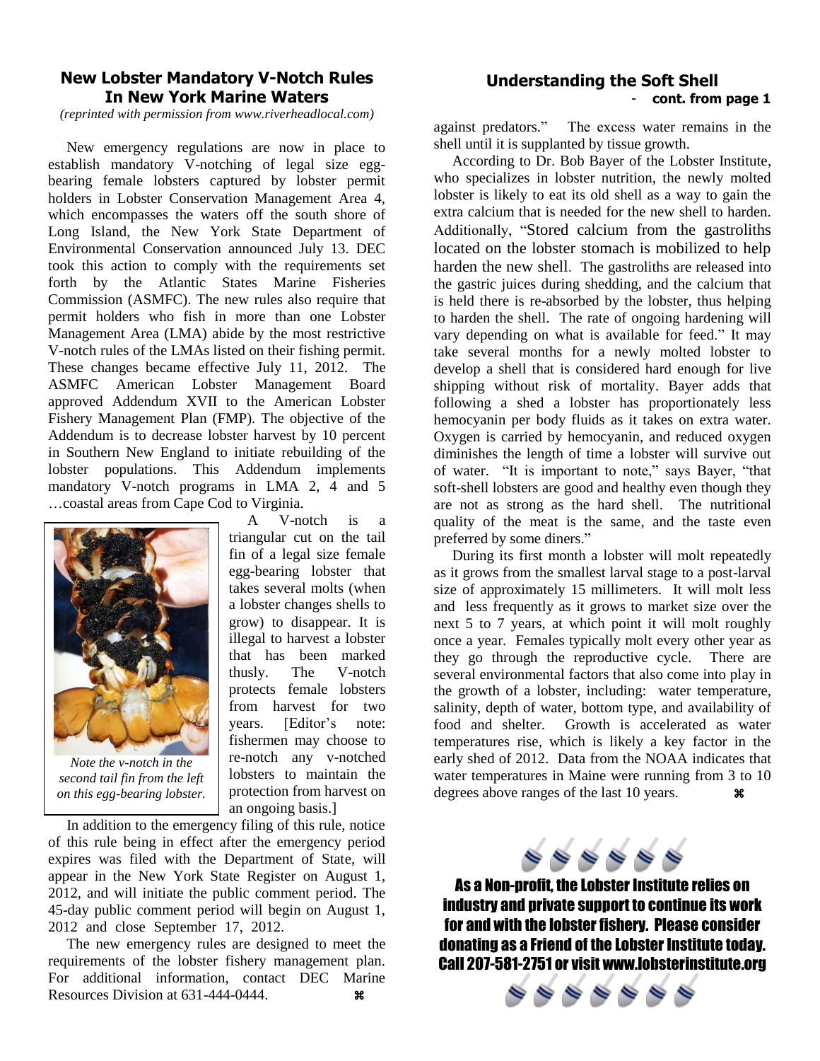## New Lobster Mandatory V-Notch Rules In New York Marine Waters

*(reprinted with permission from www.riverheadlocal.com)*

New emergency regulations are now in place to establish mandatory V-notching of legal size egg-bearing female lobsters captured by lobster permit holders in Lobster Conservation Management Area 4, which encompasses the waters off the south shore of Long Island, the New York State Department of Environmental Conservation announced July 13. DEC took this action to comply with the requirements set forth by the Atlantic States Marine Fisheries Commission (ASMFC). The new rules also require that permit holders who fish in more than one Lobster Management Area (LMA) abide by the most restrictive V-notch rules of the LMAs listed on their fishing permit. These changes became effective July 11, 2012. The ASMFC American Lobster Management Board approved Addendum XVII to the American Lobster Fishery Management Plan (FMP). The objective of the Addendum is to decrease lobster harvest by 10 percent in Southern New England to initiate rebuilding of the lobster populations. This Addendum implements mandatory V-notch programs in LMA 2, 4 and 5 …coastal areas from Cape Cod to Virginia.

*Note the v-notch in the second tail fin from the left on this egg-bearing lobster.*

A V-notch is a triangular cut on the tail fin of a legal size female egg-bearing lobster that takes several molts (when a lobster changes shells to grow) to disappear. It is illegal to harvest a lobster that has been marked thusly. The V-notch protects female lobsters from harvest for two years. [Editor's note: fishermen may choose to re-notch any v-notched lobsters to maintain the protection from harvest on an ongoing basis.]

In addition to the emergency filing of this rule, notice of this rule being in effect after the emergency period expires was filed with the Department of State, will appear in the New York State Register on August 1, 2012, and will initiate the public comment period. The 45-day public comment period will begin on August 1, 2012 and close September 17, 2012.

The new emergency rules are designed to meet the requirements of the lobster fishery management plan. For additional information, contact DEC Marine Resources Division at 631-444-0444. ⌘

## Understanding the Soft Shell

**- cont. from page 1**

against predators." The excess water remains in the shell until it is supplanted by tissue growth.

According to Dr. Bob Bayer of the Lobster Institute, who specializes in lobster nutrition, the newly molted lobster is likely to eat its old shell as a way to gain the extra calcium that is needed for the new shell to harden. Additionally, "Stored calcium from the gastroliths located on the lobster stomach is mobilized to help harden the new shell. The gastroliths are released into the gastric juices during shedding, and the calcium that is held there is re-absorbed by the lobster, thus helping to harden the shell. The rate of ongoing hardening will vary depending on what is available for feed." It may take several months for a newly molted lobster to develop a shell that is considered hard enough for live shipping without risk of mortality. Bayer adds that following a shed a lobster has proportionately less hemocyanin per body fluids as it takes on extra water. Oxygen is carried by hemocyanin, and reduced oxygen diminishes the length of time a lobster will survive out of water. "It is important to note," says Bayer, "that soft-shell lobsters are good and healthy even though they are not as strong as the hard shell. The nutritional quality of the meat is the same, and the taste even preferred by some diners."

During its first month a lobster will molt repeatedly as it grows from the smallest larval stage to a post-larval size of approximately 15 millimeters. It will molt less and less frequently as it grows to market size over the next 5 to 7 years, at which point it will molt roughly once a year. Females typically molt every other year as they go through the reproductive cycle. There are several environmental factors that also come into play in the growth of a lobster, including: water temperature, salinity, depth of water, bottom type, and availability of food and shelter. Growth is accelerated as water temperatures rise, which is likely a key factor in the early shed of 2012. Data from the NOAA indicates that water temperatures in Maine were running from 3 to 10 degrees above ranges of the last 10 years. ⌘

**As a Non-profit, the Lobster Institute relies on industry and private support to continue its work for and with the lobster fishery. Please consider donating as a Friend of the Lobster Institute today. Call 207-581-2751 or visit www.lobsterinstitute.org**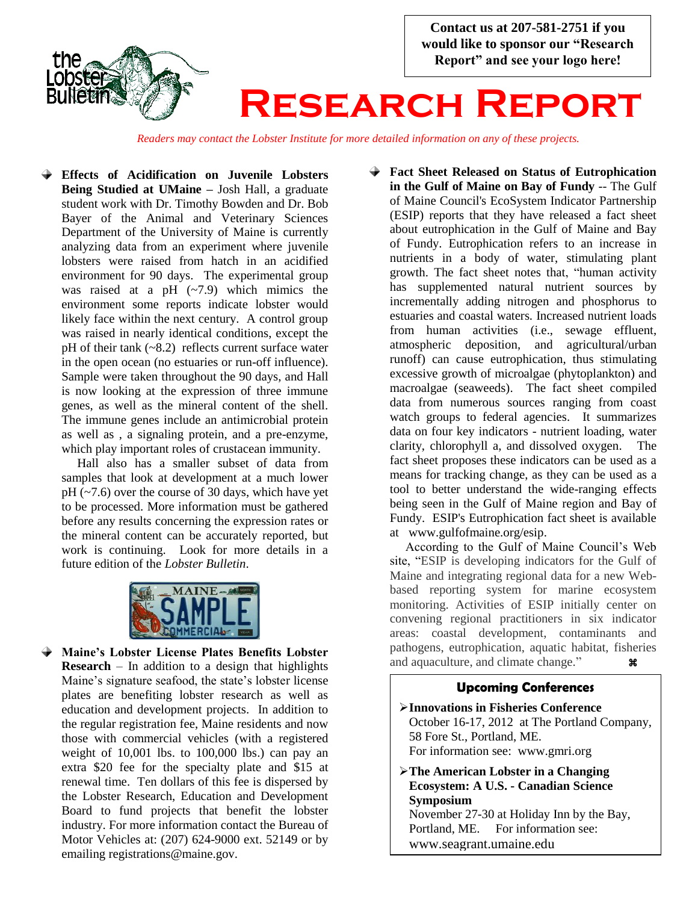Contact us at 207-581-2751 if you would like to sponsor our "Research Report" and see your logo here!

# Research Report

*Readers may contact the Lobster Institute for more detailed information on any of these projects.*

- **Effects of Acidification on Juvenile Lobsters Being Studied at UMaine –** Josh Hall, a graduate student work with Dr. Timothy Bowden and Dr. Bob Bayer of the Animal and Veterinary Sciences Department of the University of Maine is currently analyzing data from an experiment where juvenile lobsters were raised from hatch in an acidified environment for 90 days. The experimental group was raised at a pH (~7.9) which mimics the environment some reports indicate lobster would likely face within the next century. A control group was raised in nearly identical conditions, except the pH of their tank (~8.2) reflects current surface water in the open ocean (no estuaries or run-off influence). Sample were taken throughout the 90 days, and Hall is now looking at the expression of three immune genes, as well as the mineral content of the shell. The immune genes include an antimicrobial protein as well as , a signaling protein, and a pre-enzyme, which play important roles of crustacean immunity.

  Hall also has a smaller subset of data from samples that look at development at a much lower pH (~7.6) over the course of 30 days, which have yet to be processed. More information must be gathered before any results concerning the expression rates or the mineral content can be accurately reported, but work is continuing. Look for more details in a future edition of the *Lobster Bulletin*.

- **Maine's Lobster License Plates Benefits Lobster Research** – In addition to a design that highlights Maine's signature seafood, the state's lobster license plates are benefiting lobster research as well as education and development projects. In addition to the regular registration fee, Maine residents and now those with commercial vehicles (with a registered weight of 10,001 lbs. to 100,000 lbs.) can pay an extra $20 fee for the specialty plate and $15 at renewal time. Ten dollars of this fee is dispersed by the Lobster Research, Education and Development Board to fund projects that benefit the lobster industry. For more information contact the Bureau of Motor Vehicles at: (207) 624-9000 ext. 52149 or by emailing registrations@maine.gov.

- **Fact Sheet Released on Status of Eutrophication in the Gulf of Maine on Bay of Fundy** -- The Gulf of Maine Council's EcoSystem Indicator Partnership (ESIP) reports that they have released a fact sheet about eutrophication in the Gulf of Maine and Bay of Fundy. Eutrophication refers to an increase in nutrients in a body of water, stimulating plant growth. The fact sheet notes that, "human activity has supplemented natural nutrient sources by incrementally adding nitrogen and phosphorus to estuaries and coastal waters. Increased nutrient loads from human activities (i.e., sewage effluent, atmospheric deposition, and agricultural/urban runoff) can cause eutrophication, thus stimulating excessive growth of microalgae (phytoplankton) and macroalgae (seaweeds). The fact sheet compiled data from numerous sources ranging from coast watch groups to federal agencies. It summarizes data on four key indicators - nutrient loading, water clarity, chlorophyll a, and dissolved oxygen. The fact sheet proposes these indicators can be used as a means for tracking change, as they can be used as a tool to better understand the wide-ranging effects being seen in the Gulf of Maine region and Bay of Fundy. ESIP's Eutrophication fact sheet is available at www.gulfofmaine.org/esip.

  According to the Gulf of Maine Council's Web site, "ESIP is developing indicators for the Gulf of Maine and integrating regional data for a new Web-based reporting system for marine ecosystem monitoring. Activities of ESIP initially center on convening regional practitioners in six indicator areas: coastal development, contaminants and pathogens, eutrophication, aquatic habitat, fisheries and aquaculture, and climate change." ⌘

### Upcoming Conferences

- **Innovations in Fisheries Conference**
  October 16-17, 2012 at The Portland Company, 58 Fore St., Portland, ME.
  For information see: www.gmri.org
- **The American Lobster in a Changing Ecosystem: A U.S. - Canadian Science Symposium**
  November 27-30 at Holiday Inn by the Bay, Portland, ME. For information see: www.seagrant.umaine.edu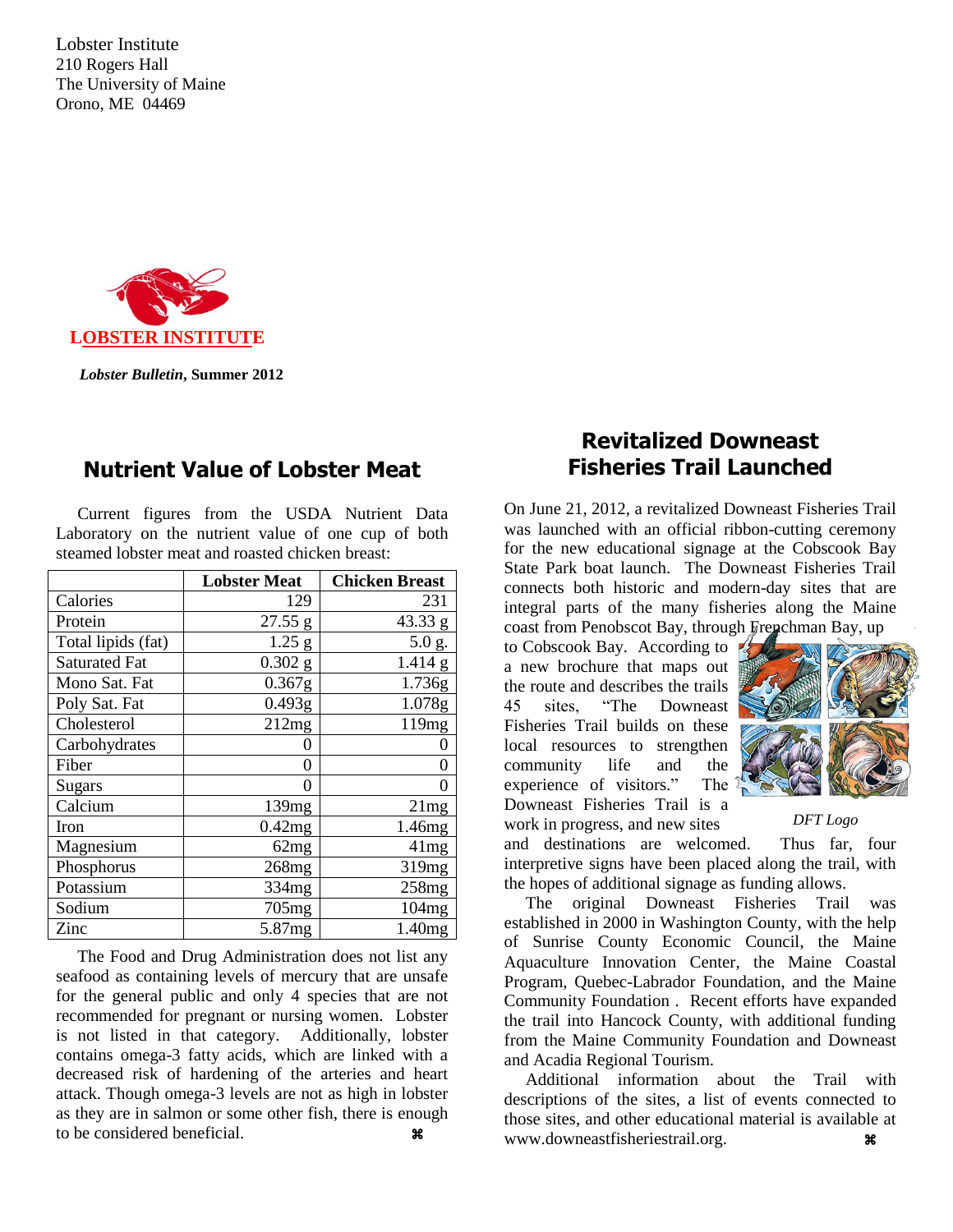Lobster Institute
210 Rogers Hall
The University of Maine
Orono, ME 04469

LOBSTER INSTITUTE

***Lobster Bulletin*, Summer 2012**

## Nutrient Value of Lobster Meat

Current figures from the USDA Nutrient Data Laboratory on the nutrient value of one cup of both steamed lobster meat and roasted chicken breast:

| | Lobster Meat | Chicken Breast |
|---|---|---|
| Calories | 129 | 231 |
| Protein | 27.55 g | 43.33 g |
| Total lipids (fat) | 1.25 g | 5.0 g. |
| Saturated Fat | 0.302 g | 1.414 g |
| Mono Sat. Fat | 0.367g | 1.736g |
| Poly Sat. Fat | 0.493g | 1.078g |
| Cholesterol | 212mg | 119mg |
| Carbohydrates | 0 | 0 |
| Fiber | 0 | 0 |
| Sugars | 0 | 0 |
| Calcium | 139mg | 21mg |
| Iron | 0.42mg | 1.46mg |
| Magnesium | 62mg | 41mg |
| Phosphorus | 268mg | 319mg |
| Potassium | 334mg | 258mg |
| Sodium | 705mg | 104mg |
| Zinc | 5.87mg | 1.40mg |

The Food and Drug Administration does not list any seafood as containing levels of mercury that are unsafe for the general public and only 4 species that are not recommended for pregnant or nursing women. Lobster is not listed in that category. Additionally, lobster contains omega-3 fatty acids, which are linked with a decreased risk of hardening of the arteries and heart attack. Though omega-3 levels are not as high in lobster as they are in salmon or some other fish, there is enough to be considered beneficial. ⌘

## Revitalized Downeast Fisheries Trail Launched

On June 21, 2012, a revitalized Downeast Fisheries Trail was launched with an official ribbon-cutting ceremony for the new educational signage at the Cobscook Bay State Park boat launch. The Downeast Fisheries Trail connects both historic and modern-day sites that are integral parts of the many fisheries along the Maine coast from Penobscot Bay, through Frenchman Bay, up to Cobscook Bay. According to a new brochure that maps out the route and describes the trails 45 sites, "The Downeast Fisheries Trail builds on these local resources to strengthen community life and the experience of visitors." The Downeast Fisheries Trail is a work in progress, and new sites and destinations are welcomed. Thus far, four interpretive signs have been placed along the trail, with the hopes of additional signage as funding allows.

*DFT Logo*

The original Downeast Fisheries Trail was established in 2000 in Washington County, with the help of Sunrise County Economic Council, the Maine Aquaculture Innovation Center, the Maine Coastal Program, Quebec-Labrador Foundation, and the Maine Community Foundation . Recent efforts have expanded the trail into Hancock County, with additional funding from the Maine Community Foundation and Downeast and Acadia Regional Tourism.

Additional information about the Trail with descriptions of the sites, a list of events connected to those sites, and other educational material is available at www.downeastfisheriestrail.org. ⌘